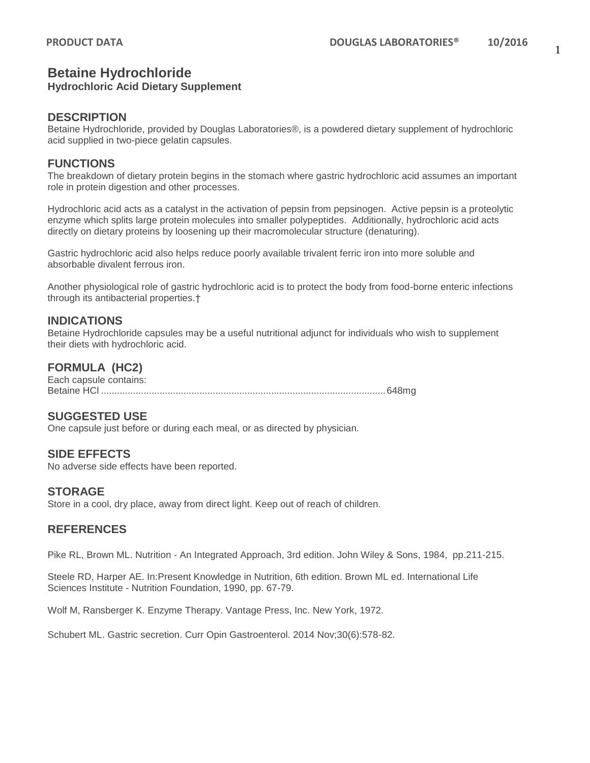# Betaine Hydrochloride

**Hydrochloric Acid Dietary Supplement**

## DESCRIPTION

Betaine Hydrochloride, provided by Douglas Laboratories®, is a powdered dietary supplement of hydrochloric acid supplied in two-piece gelatin capsules.

## FUNCTIONS

The breakdown of dietary protein begins in the stomach where gastric hydrochloric acid assumes an important role in protein digestion and other processes.

Hydrochloric acid acts as a catalyst in the activation of pepsin from pepsinogen. Active pepsin is a proteolytic enzyme which splits large protein molecules into smaller polypeptides. Additionally, hydrochloric acid acts directly on dietary proteins by loosening up their macromolecular structure (denaturing).

Gastric hydrochloric acid also helps reduce poorly available trivalent ferric iron into more soluble and absorbable divalent ferrous iron.

Another physiological role of gastric hydrochloric acid is to protect the body from food-borne enteric infections through its antibacterial properties.†

## INDICATIONS

Betaine Hydrochloride capsules may be a useful nutritional adjunct for individuals who wish to supplement their diets with hydrochloric acid.

## FORMULA (HC2)

Each capsule contains:
Betaine HCl ........................................................................................................ 648mg

## SUGGESTED USE

One capsule just before or during each meal, or as directed by physician.

## SIDE EFFECTS

No adverse side effects have been reported.

## STORAGE

Store in a cool, dry place, away from direct light. Keep out of reach of children.

## REFERENCES

Pike RL, Brown ML. Nutrition - An Integrated Approach, 3rd edition. John Wiley & Sons, 1984, pp.211-215.

Steele RD, Harper AE. In:Present Knowledge in Nutrition, 6th edition. Brown ML ed. International Life Sciences Institute - Nutrition Foundation, 1990, pp. 67-79.

Wolf M, Ransberger K. Enzyme Therapy. Vantage Press, Inc. New York, 1972.

Schubert ML. Gastric secretion. Curr Opin Gastroenterol. 2014 Nov;30(6):578-82.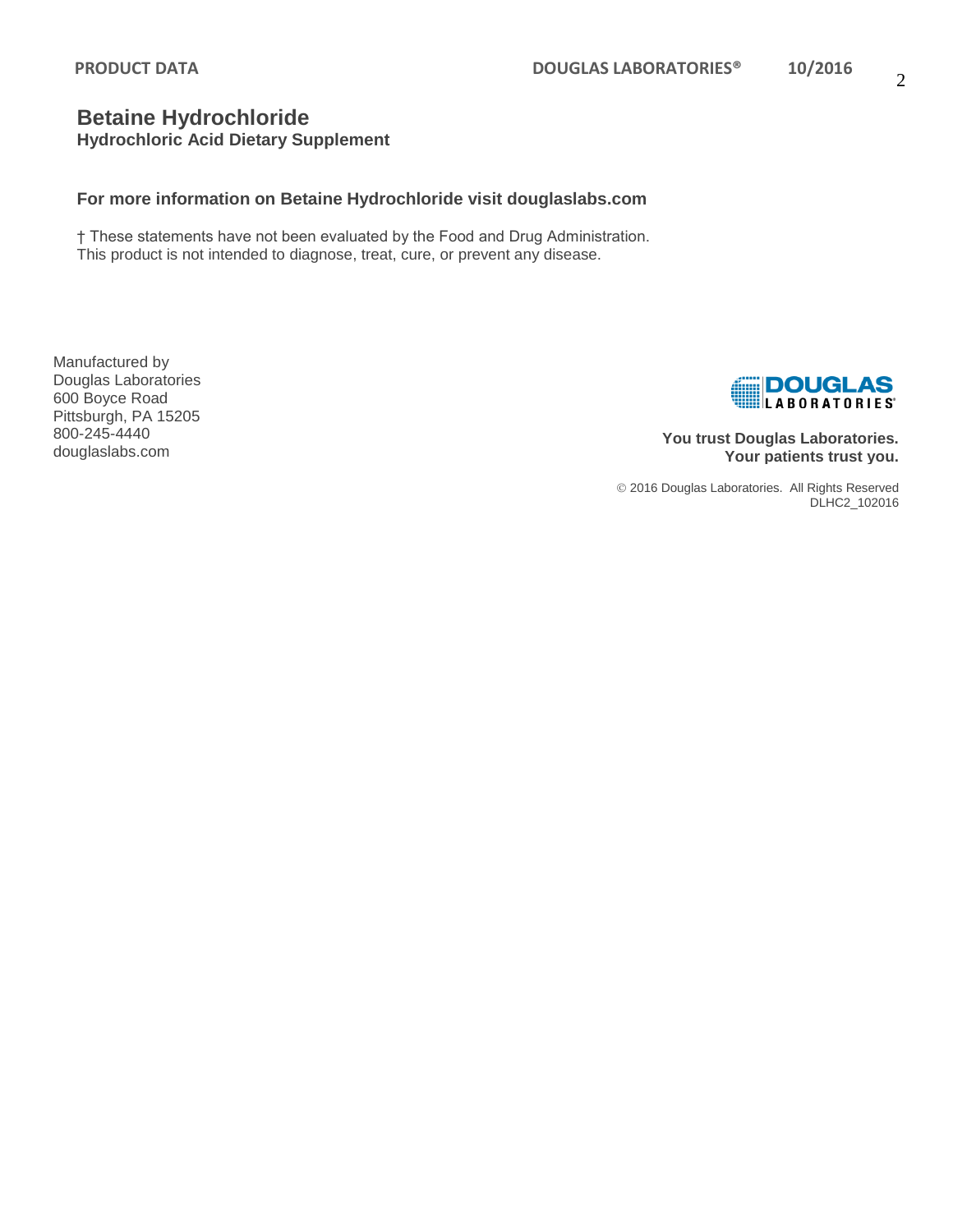# Betaine Hydrochloride

**Hydrochloric Acid Dietary Supplement**

**For more information on Betaine Hydrochloride visit douglaslabs.com**

† These statements have not been evaluated by the Food and Drug Administration.
This product is not intended to diagnose, treat, cure, or prevent any disease.

Manufactured by
Douglas Laboratories
600 Boyce Road
Pittsburgh, PA 15205
800-245-4440
douglaslabs.com

DOUGLAS LABORATORIES®

**You trust Douglas Laboratories.**
**Your patients trust you.**

© 2016 Douglas Laboratories. All Rights Reserved
DLHC2_102016